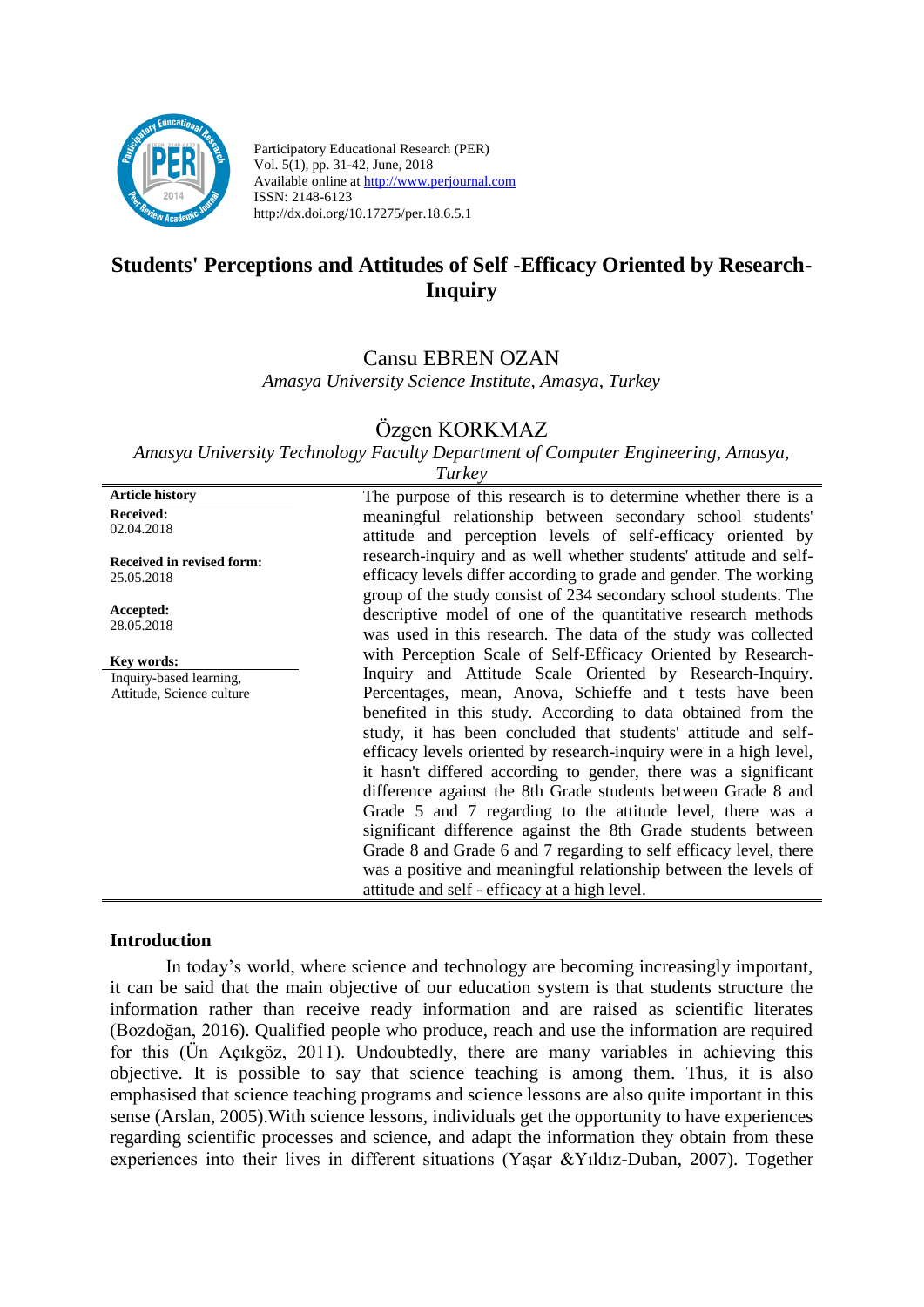Participatory Educational Research (PER)
Vol. 5(1), pp. 31-42, June, 2018
Available online at http://www.perjournal.com
ISSN: 2148-6123
http://dx.doi.org/10.17275/per.18.6.5.1

# Students' Perceptions and Attitudes of Self -Efficacy Oriented by Research-Inquiry

Cansu EBREN OZAN

*Amasya University Science Institute, Amasya, Turkey*

Özgen KORKMAZ

*Amasya University Technology Faculty Department of Computer Engineering, Amasya, Turkey*

**Article history**
**Received:** 02.04.2018
**Received in revised form:** 25.05.2018
**Accepted:** 28.05.2018

**Key words:**
Inquiry-based learning, Attitude, Science culture

The purpose of this research is to determine whether there is a meaningful relationship between secondary school students' attitude and perception levels of self-efficacy oriented by research-inquiry and as well whether students' attitude and self-efficacy levels differ according to grade and gender. The working group of the study consist of 234 secondary school students. The descriptive model of one of the quantitative research methods was used in this research. The data of the study was collected with Perception Scale of Self-Efficacy Oriented by Research-Inquiry and Attitude Scale Oriented by Research-Inquiry. Percentages, mean, Anova, Schieffe and t tests have been benefited in this study. According to data obtained from the study, it has been concluded that students' attitude and self-efficacy levels oriented by research-inquiry were in a high level, it hasn't differed according to gender, there was a significant difference against the 8th Grade students between Grade 8 and Grade 5 and 7 regarding to the attitude level, there was a significant difference against the 8th Grade students between Grade 8 and Grade 6 and 7 regarding to self efficacy level, there was a positive and meaningful relationship between the levels of attitude and self - efficacy at a high level.

## Introduction

In today's world, where science and technology are becoming increasingly important, it can be said that the main objective of our education system is that students structure the information rather than receive ready information and are raised as scientific literates (Bozdoğan, 2016). Qualified people who produce, reach and use the information are required for this (Ün Açıkgöz, 2011). Undoubtedly, there are many variables in achieving this objective. It is possible to say that science teaching is among them. Thus, it is also emphasised that science teaching programs and science lessons are also quite important in this sense (Arslan, 2005).With science lessons, individuals get the opportunity to have experiences regarding scientific processes and science, and adapt the information they obtain from these experiences into their lives in different situations (Yaşar &Yıldız-Duban, 2007). Together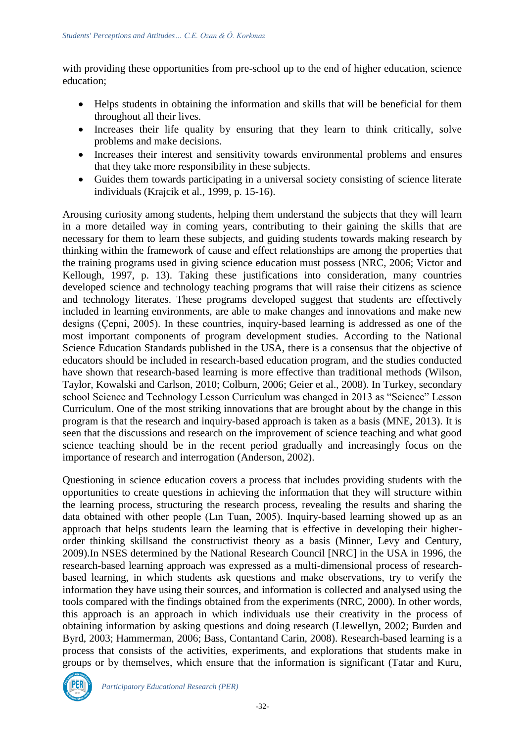with providing these opportunities from pre-school up to the end of higher education, science education;

- Helps students in obtaining the information and skills that will be beneficial for them throughout all their lives.
- Increases their life quality by ensuring that they learn to think critically, solve problems and make decisions.
- Increases their interest and sensitivity towards environmental problems and ensures that they take more responsibility in these subjects.
- Guides them towards participating in a universal society consisting of science literate individuals (Krajcik et al., 1999, p. 15-16).

Arousing curiosity among students, helping them understand the subjects that they will learn in a more detailed way in coming years, contributing to their gaining the skills that are necessary for them to learn these subjects, and guiding students towards making research by thinking within the framework of cause and effect relationships are among the properties that the training programs used in giving science education must possess (NRC, 2006; Victor and Kellough, 1997, p. 13). Taking these justifications into consideration, many countries developed science and technology teaching programs that will raise their citizens as science and technology literates. These programs developed suggest that students are effectively included in learning environments, are able to make changes and innovations and make new designs (Çepni, 2005). In these countries, inquiry-based learning is addressed as one of the most important components of program development studies. According to the National Science Education Standards published in the USA, there is a consensus that the objective of educators should be included in research-based education program, and the studies conducted have shown that research-based learning is more effective than traditional methods (Wilson, Taylor, Kowalski and Carlson, 2010; Colburn, 2006; Geier et al., 2008). In Turkey, secondary school Science and Technology Lesson Curriculum was changed in 2013 as "Science" Lesson Curriculum. One of the most striking innovations that are brought about by the change in this program is that the research and inquiry-based approach is taken as a basis (MNE, 2013). It is seen that the discussions and research on the improvement of science teaching and what good science teaching should be in the recent period gradually and increasingly focus on the importance of research and interrogation (Anderson, 2002).

Questioning in science education covers a process that includes providing students with the opportunities to create questions in achieving the information that they will structure within the learning process, structuring the research process, revealing the results and sharing the data obtained with other people (Lın Tuan, 2005). Inquiry-based learning showed up as an approach that helps students learn the learning that is effective in developing their higher-order thinking skillsand the constructivist theory as a basis (Minner, Levy and Century, 2009).In NSES determined by the National Research Council [NRC] in the USA in 1996, the research-based learning approach was expressed as a multi-dimensional process of research-based learning, in which students ask questions and make observations, try to verify the information they have using their sources, and information is collected and analysed using the tools compared with the findings obtained from the experiments (NRC, 2000). In other words, this approach is an approach in which individuals use their creativity in the process of obtaining information by asking questions and doing research (Llewellyn, 2002; Burden and Byrd, 2003; Hammerman, 2006; Bass, Contantand Carin, 2008). Research-based learning is a process that consists of the activities, experiments, and explorations that students make in groups or by themselves, which ensure that the information is significant (Tatar and Kuru,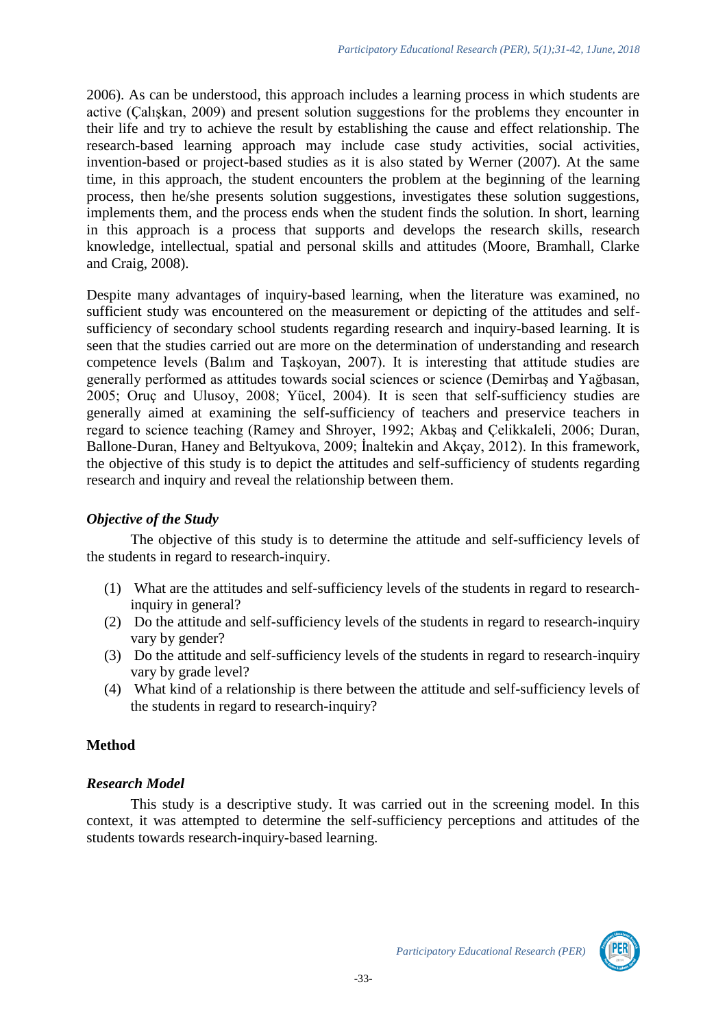2006). As can be understood, this approach includes a learning process in which students are active (Çalışkan, 2009) and present solution suggestions for the problems they encounter in their life and try to achieve the result by establishing the cause and effect relationship. The research-based learning approach may include case study activities, social activities, invention-based or project-based studies as it is also stated by Werner (2007). At the same time, in this approach, the student encounters the problem at the beginning of the learning process, then he/she presents solution suggestions, investigates these solution suggestions, implements them, and the process ends when the student finds the solution. In short, learning in this approach is a process that supports and develops the research skills, research knowledge, intellectual, spatial and personal skills and attitudes (Moore, Bramhall, Clarke and Craig, 2008).

Despite many advantages of inquiry-based learning, when the literature was examined, no sufficient study was encountered on the measurement or depicting of the attitudes and self-sufficiency of secondary school students regarding research and inquiry-based learning. It is seen that the studies carried out are more on the determination of understanding and research competence levels (Balım and Taşkoyan, 2007). It is interesting that attitude studies are generally performed as attitudes towards social sciences or science (Demirbaş and Yağbasan, 2005; Oruç and Ulusoy, 2008; Yücel, 2004). It is seen that self-sufficiency studies are generally aimed at examining the self-sufficiency of teachers and preservice teachers in regard to science teaching (Ramey and Shroyer, 1992; Akbaş and Çelikkaleli, 2006; Duran, Ballone-Duran, Haney and Beltyukova, 2009; İnaltekin and Akçay, 2012). In this framework, the objective of this study is to depict the attitudes and self-sufficiency of students regarding research and inquiry and reveal the relationship between them.

### *Objective of the Study*

The objective of this study is to determine the attitude and self-sufficiency levels of the students in regard to research-inquiry.

(1) What are the attitudes and self-sufficiency levels of the students in regard to research-inquiry in general?
(2) Do the attitude and self-sufficiency levels of the students in regard to research-inquiry vary by gender?
(3) Do the attitude and self-sufficiency levels of the students in regard to research-inquiry vary by grade level?
(4) What kind of a relationship is there between the attitude and self-sufficiency levels of the students in regard to research-inquiry?

## Method

### *Research Model*

This study is a descriptive study. It was carried out in the screening model. In this context, it was attempted to determine the self-sufficiency perceptions and attitudes of the students towards research-inquiry-based learning.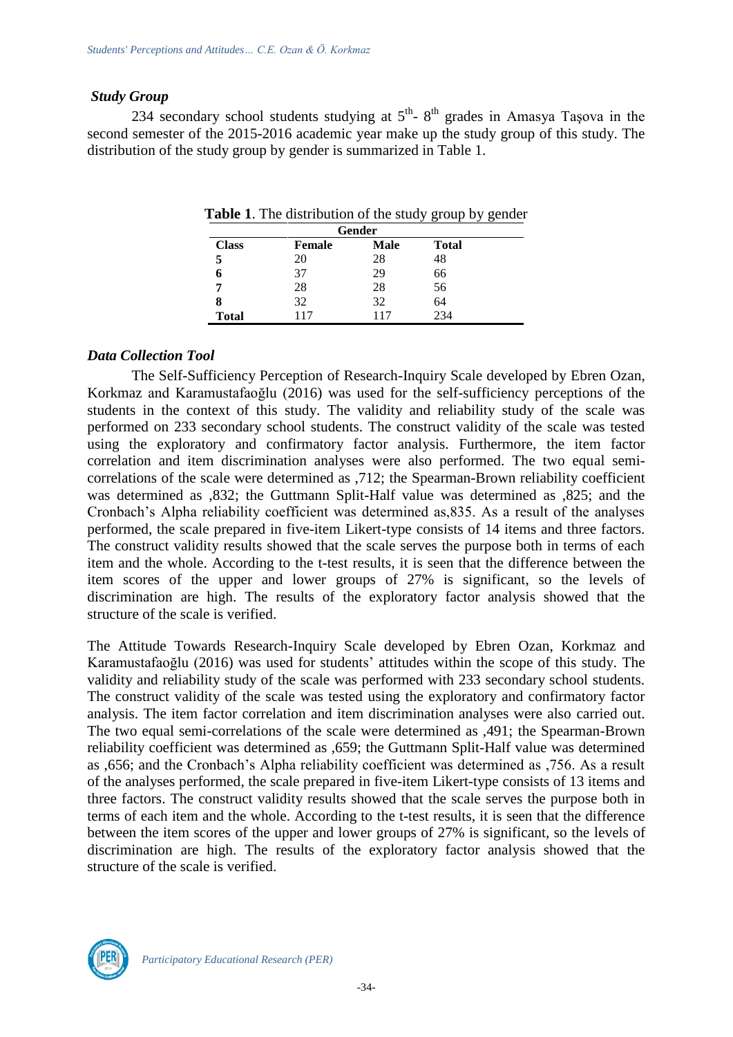### *Study Group*

234 secondary school students studying at 5th- 8th grades in Amasya Taşova in the second semester of the 2015-2016 academic year make up the study group of this study. The distribution of the study group by gender is summarized in Table 1.

**Table 1**. The distribution of the study group by gender

| | Gender | | |
|---|---|---|---|
| **Class** | **Female** | **Male** | **Total** |
| **5** | 20 | 28 | 48 |
| **6** | 37 | 29 | 66 |
| **7** | 28 | 28 | 56 |
| **8** | 32 | 32 | 64 |
| **Total** | 117 | 117 | 234 |

### *Data Collection Tool*

The Self-Sufficiency Perception of Research-Inquiry Scale developed by Ebren Ozan, Korkmaz and Karamustafaoğlu (2016) was used for the self-sufficiency perceptions of the students in the context of this study. The validity and reliability study of the scale was performed on 233 secondary school students. The construct validity of the scale was tested using the exploratory and confirmatory factor analysis. Furthermore, the item factor correlation and item discrimination analyses were also performed. The two equal semi-correlations of the scale were determined as ,712; the Spearman-Brown reliability coefficient was determined as ,832; the Guttmann Split-Half value was determined as ,825; and the Cronbach's Alpha reliability coefficient was determined as,835. As a result of the analyses performed, the scale prepared in five-item Likert-type consists of 14 items and three factors. The construct validity results showed that the scale serves the purpose both in terms of each item and the whole. According to the t-test results, it is seen that the difference between the item scores of the upper and lower groups of 27% is significant, so the levels of discrimination are high. The results of the exploratory factor analysis showed that the structure of the scale is verified.

The Attitude Towards Research-Inquiry Scale developed by Ebren Ozan, Korkmaz and Karamustafaoğlu (2016) was used for students' attitudes within the scope of this study. The validity and reliability study of the scale was performed with 233 secondary school students. The construct validity of the scale was tested using the exploratory and confirmatory factor analysis. The item factor correlation and item discrimination analyses were also carried out. The two equal semi-correlations of the scale were determined as ,491; the Spearman-Brown reliability coefficient was determined as ,659; the Guttmann Split-Half value was determined as ,656; and the Cronbach's Alpha reliability coefficient was determined as ,756. As a result of the analyses performed, the scale prepared in five-item Likert-type consists of 13 items and three factors. The construct validity results showed that the scale serves the purpose both in terms of each item and the whole. According to the t-test results, it is seen that the difference between the item scores of the upper and lower groups of 27% is significant, so the levels of discrimination are high. The results of the exploratory factor analysis showed that the structure of the scale is verified.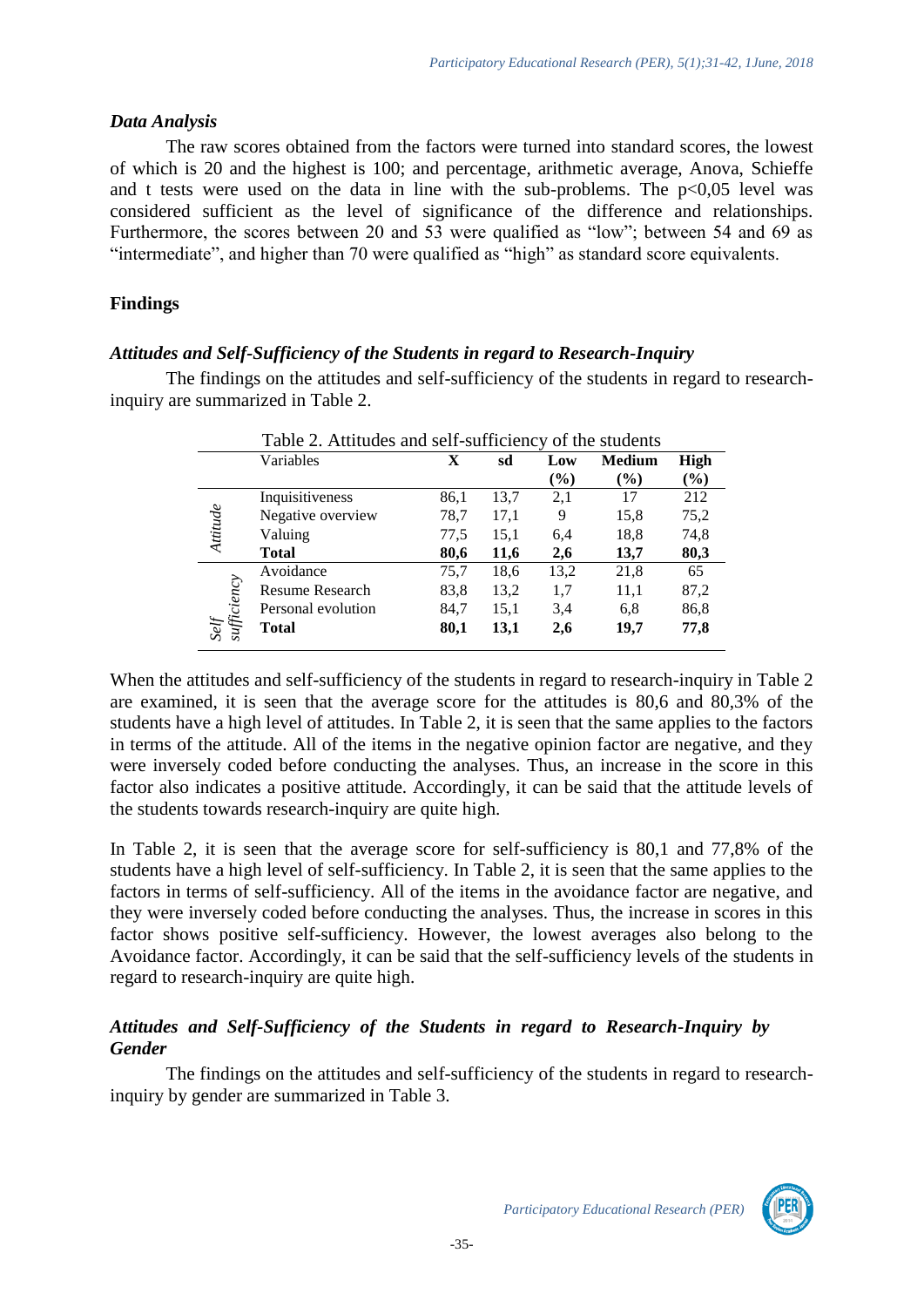### *Data Analysis*

The raw scores obtained from the factors were turned into standard scores, the lowest of which is 20 and the highest is 100; and percentage, arithmetic average, Anova, Schieffe and t tests were used on the data in line with the sub-problems. The p<0,05 level was considered sufficient as the level of significance of the difference and relationships. Furthermore, the scores between 20 and 53 were qualified as "low"; between 54 and 69 as "intermediate", and higher than 70 were qualified as "high" as standard score equivalents.

## Findings

### *Attitudes and Self-Sufficiency of the Students in regard to Research-Inquiry*

The findings on the attitudes and self-sufficiency of the students in regard to research-inquiry are summarized in Table 2.

Table 2. Attitudes and self-sufficiency of the students

| | Variables | X | sd | Low (%) | Medium (%) | High (%) |
|---|---|---|---|---|---|---|
| *Attitude* | Inquisitiveness | 86,1 | 13,7 | 2,1 | 17 | 212 |
| | Negative overview | 78,7 | 17,1 | 9 | 15,8 | 75,2 |
| | Valuing | 77,5 | 15,1 | 6,4 | 18,8 | 74,8 |
| | **Total** | **80,6** | **11,6** | **2,6** | **13,7** | **80,3** |
| *Self sufficiency* | Avoidance | 75,7 | 18,6 | 13,2 | 21,8 | 65 |
| | Resume Research | 83,8 | 13,2 | 1,7 | 11,1 | 87,2 |
| | Personal evolution | 84,7 | 15,1 | 3,4 | 6,8 | 86,8 |
| | **Total** | **80,1** | **13,1** | **2,6** | **19,7** | **77,8** |

When the attitudes and self-sufficiency of the students in regard to research-inquiry in Table 2 are examined, it is seen that the average score for the attitudes is 80,6 and 80,3% of the students have a high level of attitudes. In Table 2, it is seen that the same applies to the factors in terms of the attitude. All of the items in the negative opinion factor are negative, and they were inversely coded before conducting the analyses. Thus, an increase in the score in this factor also indicates a positive attitude. Accordingly, it can be said that the attitude levels of the students towards research-inquiry are quite high.

In Table 2, it is seen that the average score for self-sufficiency is 80,1 and 77,8% of the students have a high level of self-sufficiency. In Table 2, it is seen that the same applies to the factors in terms of self-sufficiency. All of the items in the avoidance factor are negative, and they were inversely coded before conducting the analyses. Thus, the increase in scores in this factor shows positive self-sufficiency. However, the lowest averages also belong to the Avoidance factor. Accordingly, it can be said that the self-sufficiency levels of the students in regard to research-inquiry are quite high.

### *Attitudes and Self-Sufficiency of the Students in regard to Research-Inquiry by Gender*

The findings on the attitudes and self-sufficiency of the students in regard to research-inquiry by gender are summarized in Table 3.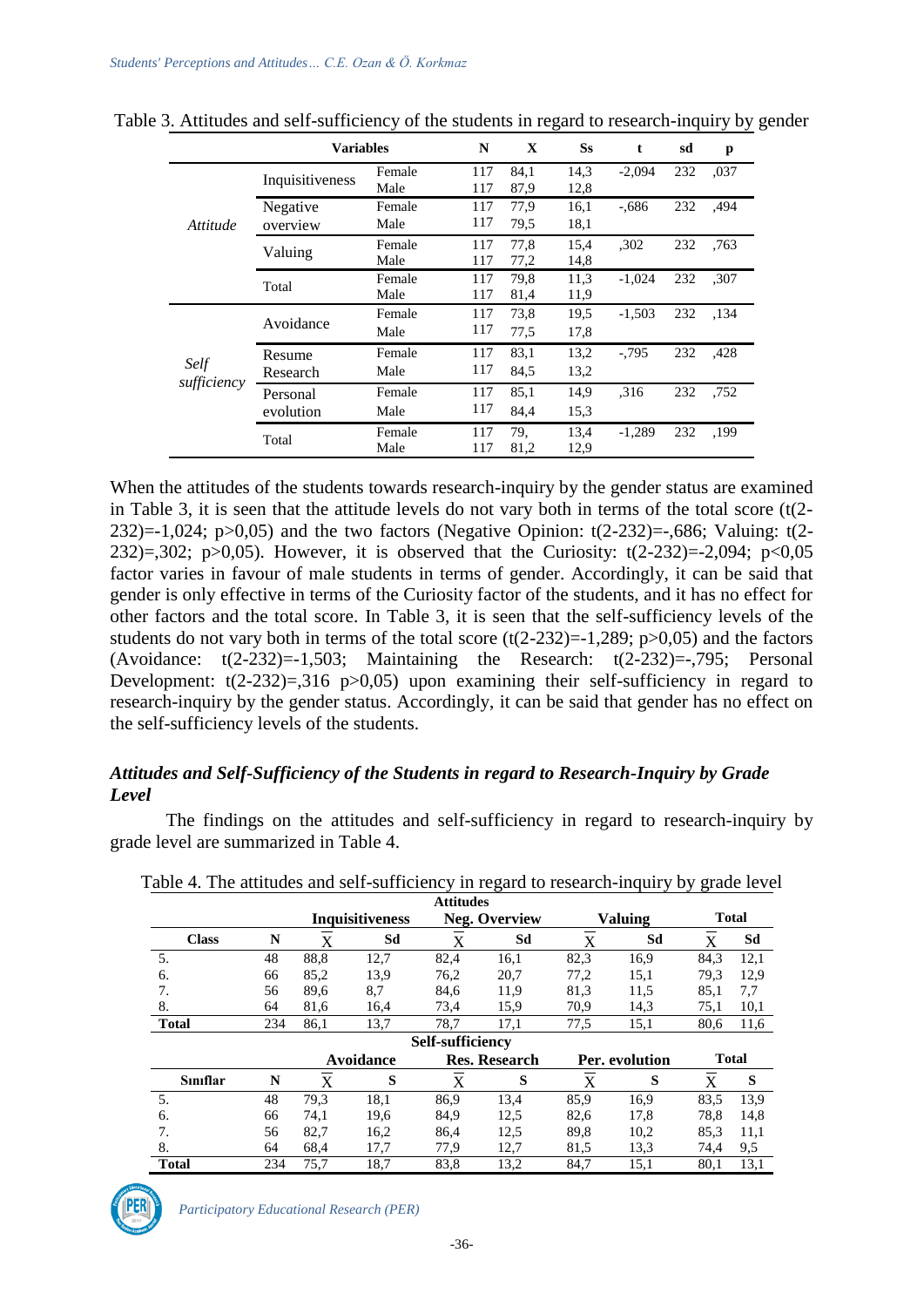Table 3. Attitudes and self-sufficiency of the students in regard to research-inquiry by gender

| Variables | | | N | X | Ss | t | sd | p |
|---|---|---|---|---|---|---|---|---|
| *Attitude* | Inquisitiveness | Female | 117 | 84,1 | 14,3 | -2,094 | 232 | ,037 |
| | | Male | 117 | 87,9 | 12,8 | | | |
| | Negative overview | Female | 117 | 77,9 | 16,1 | -,686 | 232 | ,494 |
| | | Male | 117 | 79,5 | 18,1 | | | |
| | Valuing | Female | 117 | 77,8 | 15,4 | ,302 | 232 | ,763 |
| | | Male | 117 | 77,2 | 14,8 | | | |
| | Total | Female | 117 | 79,8 | 11,3 | -1,024 | 232 | ,307 |
| | | Male | 117 | 81,4 | 11,9 | | | |
| *Self sufficiency* | Avoidance | Female | 117 | 73,8 | 19,5 | -1,503 | 232 | ,134 |
| | | Male | 117 | 77,5 | 17,8 | | | |
| | Resume Research | Female | 117 | 83,1 | 13,2 | -,795 | 232 | ,428 |
| | | Male | 117 | 84,5 | 13,2 | | | |
| | Personal evolution | Female | 117 | 85,1 | 14,9 | ,316 | 232 | ,752 |
| | | Male | 117 | 84,4 | 15,3 | | | |
| | Total | Female | 117 | 79, | 13,4 | -1,289 | 232 | ,199 |
| | | Male | 117 | 81,2 | 12,9 | | | |

When the attitudes of the students towards research-inquiry by the gender status are examined in Table 3, it is seen that the attitude levels do not vary both in terms of the total score (t(2-232)=-1,024; p>0,05) and the two factors (Negative Opinion: t(2-232)=-,686; Valuing: t(2-232)=,302; p>0,05). However, it is observed that the Curiosity: t(2-232)=-2,094; p<0,05 factor varies in favour of male students in terms of gender. Accordingly, it can be said that gender is only effective in terms of the Curiosity factor of the students, and it has no effect for other factors and the total score. In Table 3, it is seen that the self-sufficiency levels of the students do not vary both in terms of the total score (t(2-232)=-1,289; p>0,05) and the factors (Avoidance: t(2-232)=-1,503; Maintaining the Research: t(2-232)=-,795; Personal Development: t(2-232)=,316 p>0,05) upon examining their self-sufficiency in regard to research-inquiry by the gender status. Accordingly, it can be said that gender has no effect on the self-sufficiency levels of the students.

### *Attitudes and Self-Sufficiency of the Students in regard to Research-Inquiry by Grade Level*

The findings on the attitudes and self-sufficiency in regard to research-inquiry by grade level are summarized in Table 4.

Table 4. The attitudes and self-sufficiency in regard to research-inquiry by grade level

| | | **Attitudes** | | | | | | | |
|---|---|---|---|---|---|---|---|---|---|
| | | **Inquisitiveness** | | **Neg. Overview** | | **Valuing** | | **Total** | |
| **Class** | **N** | $\bar{X}$ | **Sd** | $\bar{X}$ | **Sd** | $\bar{X}$ | **Sd** | $\bar{X}$ | **Sd** |
| 5. | 48 | 88,8 | 12,7 | 82,4 | 16,1 | 82,3 | 16,9 | 84,3 | 12,1 |
| 6. | 66 | 85,2 | 13,9 | 76,2 | 20,7 | 77,2 | 15,1 | 79,3 | 12,9 |
| 7. | 56 | 89,6 | 8,7 | 84,6 | 11,9 | 81,3 | 11,5 | 85,1 | 7,7 |
| 8. | 64 | 81,6 | 16,4 | 73,4 | 15,9 | 70,9 | 14,3 | 75,1 | 10,1 |
| **Total** | 234 | 86,1 | 13,7 | 78,7 | 17,1 | 77,5 | 15,1 | 80,6 | 11,6 |
| | | **Self-sufficiency** | | | | | | | |
| | | **Avoidance** | | **Res. Research** | | **Per. evolution** | | **Total** | |
| **Sınıflar** | **N** | $\bar{X}$ | **S** | $\bar{X}$ | **S** | $\bar{X}$ | **S** | $\bar{X}$ | **S** |
| 5. | 48 | 79,3 | 18,1 | 86,9 | 13,4 | 85,9 | 16,9 | 83,5 | 13,9 |
| 6. | 66 | 74,1 | 19,6 | 84,9 | 12,5 | 82,6 | 17,8 | 78,8 | 14,8 |
| 7. | 56 | 82,7 | 16,2 | 86,4 | 12,5 | 89,8 | 10,2 | 85,3 | 11,1 |
| 8. | 64 | 68,4 | 17,7 | 77,9 | 12,7 | 81,5 | 13,3 | 74,4 | 9,5 |
| **Total** | 234 | 75,7 | 18,7 | 83,8 | 13,2 | 84,7 | 15,1 | 80,1 | 13,1 |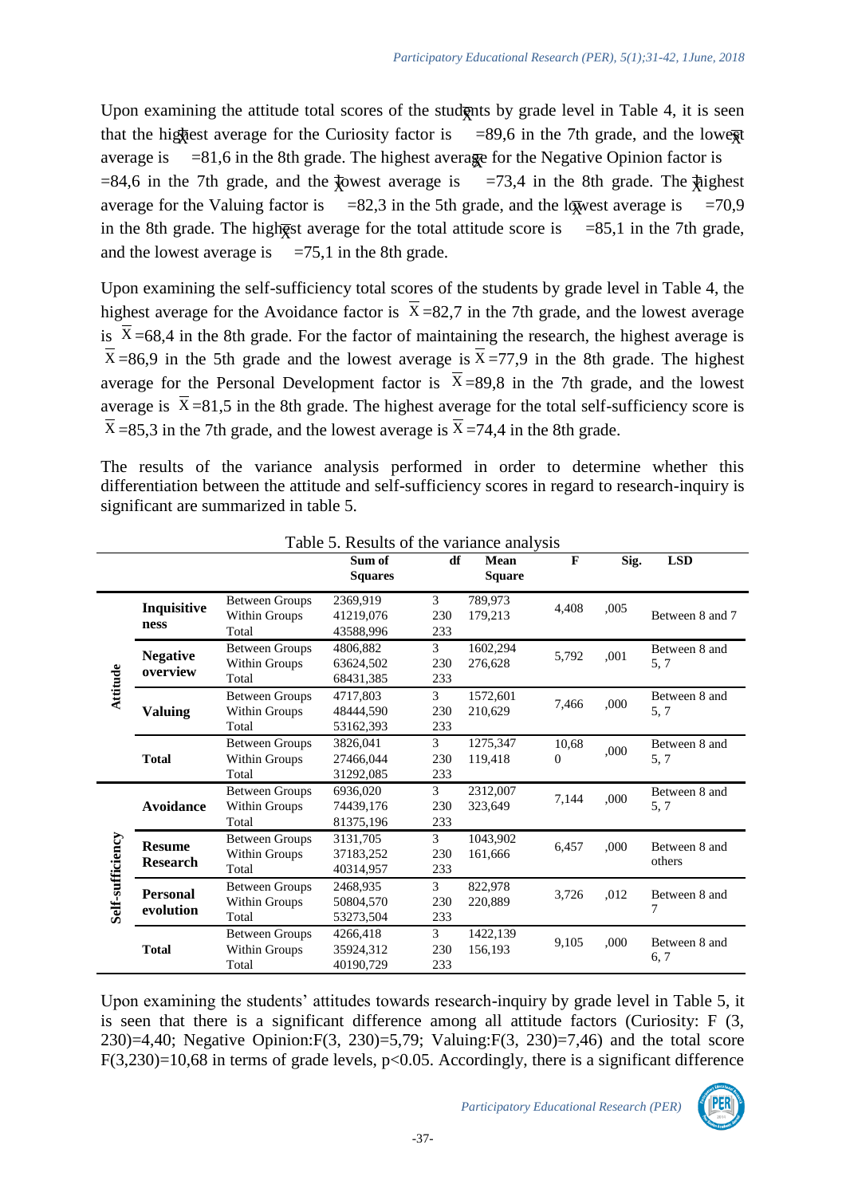Upon examining the attitude total scores of the students by grade level in Table 4, it is seen that the highest average for the Curiosity factor is $\overline{X}$=89,6 in the 7th grade, and the lowest average is $\overline{X}$=81,6 in the 8th grade. The highest average for the Negative Opinion factor is $\overline{X}$=84,6 in the 7th grade, and the lowest average is $\overline{X}$=73,4 in the 8th grade. The highest average for the Valuing factor is $\overline{X}$=82,3 in the 5th grade, and the lowest average is $\overline{X}$=70,9 in the 8th grade. The highest average for the total attitude score is $\overline{X}$=85,1 in the 7th grade, and the lowest average is $\overline{X}$=75,1 in the 8th grade.

Upon examining the self-sufficiency total scores of the students by grade level in Table 4, the highest average for the Avoidance factor is $\overline{X}$=82,7 in the 7th grade, and the lowest average is $\overline{X}$=68,4 in the 8th grade. For the factor of maintaining the research, the highest average is $\overline{X}$=86,9 in the 5th grade and the lowest average is $\overline{X}$=77,9 in the 8th grade. The highest average for the Personal Development factor is $\overline{X}$=89,8 in the 7th grade, and the lowest average is $\overline{X}$=81,5 in the 8th grade. The highest average for the total self-sufficiency score is $\overline{X}$=85,3 in the 7th grade, and the lowest average is $\overline{X}$=74,4 in the 8th grade.

The results of the variance analysis performed in order to determine whether this differentiation between the attitude and self-sufficiency scores in regard to research-inquiry is significant are summarized in table 5.

Table 5. Results of the variance analysis

| | | | Sum of Squares | df | Mean Square | F | Sig. | LSD |
|---|---|---|---|---|---|---|---|---|
| Attitude | **Inquisitiveness** | Between Groups | 2369,919 | 3 | 789,973 | 4,408 | ,005 | Between 8 and 7 |
| | | Within Groups | 41219,076 | 230 | 179,213 | | | |
| | | Total | 43588,996 | 233 | | | | |
| | **Negative overview** | Between Groups | 4806,882 | 3 | 1602,294 | 5,792 | ,001 | Between 8 and 5, 7 |
| | | Within Groups | 63624,502 | 230 | 276,628 | | | |
| | | Total | 68431,385 | 233 | | | | |
| | **Valuing** | Between Groups | 4717,803 | 3 | 1572,601 | 7,466 | ,000 | Between 8 and 5, 7 |
| | | Within Groups | 48444,590 | 230 | 210,629 | | | |
| | | Total | 53162,393 | 233 | | | | |
| | **Total** | Between Groups | 3826,041 | 3 | 1275,347 | 10,680 | ,000 | Between 8 and 5, 7 |
| | | Within Groups | 27466,044 | 230 | 119,418 | | | |
| | | Total | 31292,085 | 233 | | | | |
| Self-sufficiency | **Avoidance** | Between Groups | 6936,020 | 3 | 2312,007 | 7,144 | ,000 | Between 8 and 5, 7 |
| | | Within Groups | 74439,176 | 230 | 323,649 | | | |
| | | Total | 81375,196 | 233 | | | | |
| | **Resume Research** | Between Groups | 3131,705 | 3 | 1043,902 | 6,457 | ,000 | Between 8 and others |
| | | Within Groups | 37183,252 | 230 | 161,666 | | | |
| | | Total | 40314,957 | 233 | | | | |
| | **Personal evolution** | Between Groups | 2468,935 | 3 | 822,978 | 3,726 | ,012 | Between 8 and 7 |
| | | Within Groups | 50804,570 | 230 | 220,889 | | | |
| | | Total | 53273,504 | 233 | | | | |
| | **Total** | Between Groups | 4266,418 | 3 | 1422,139 | 9,105 | ,000 | Between 8 and 6, 7 |
| | | Within Groups | 35924,312 | 230 | 156,193 | | | |
| | | Total | 40190,729 | 233 | | | | |

Upon examining the students' attitudes towards research-inquiry by grade level in Table 5, it is seen that there is a significant difference among all attitude factors (Curiosity: $F(3, 230)=4,40$; Negative Opinion: $F(3, 230)=5,79$; Valuing: $F(3, 230)=7,46$) and the total score $F(3,230)=10,68$ in terms of grade levels, $p<0.05$. Accordingly, there is a significant difference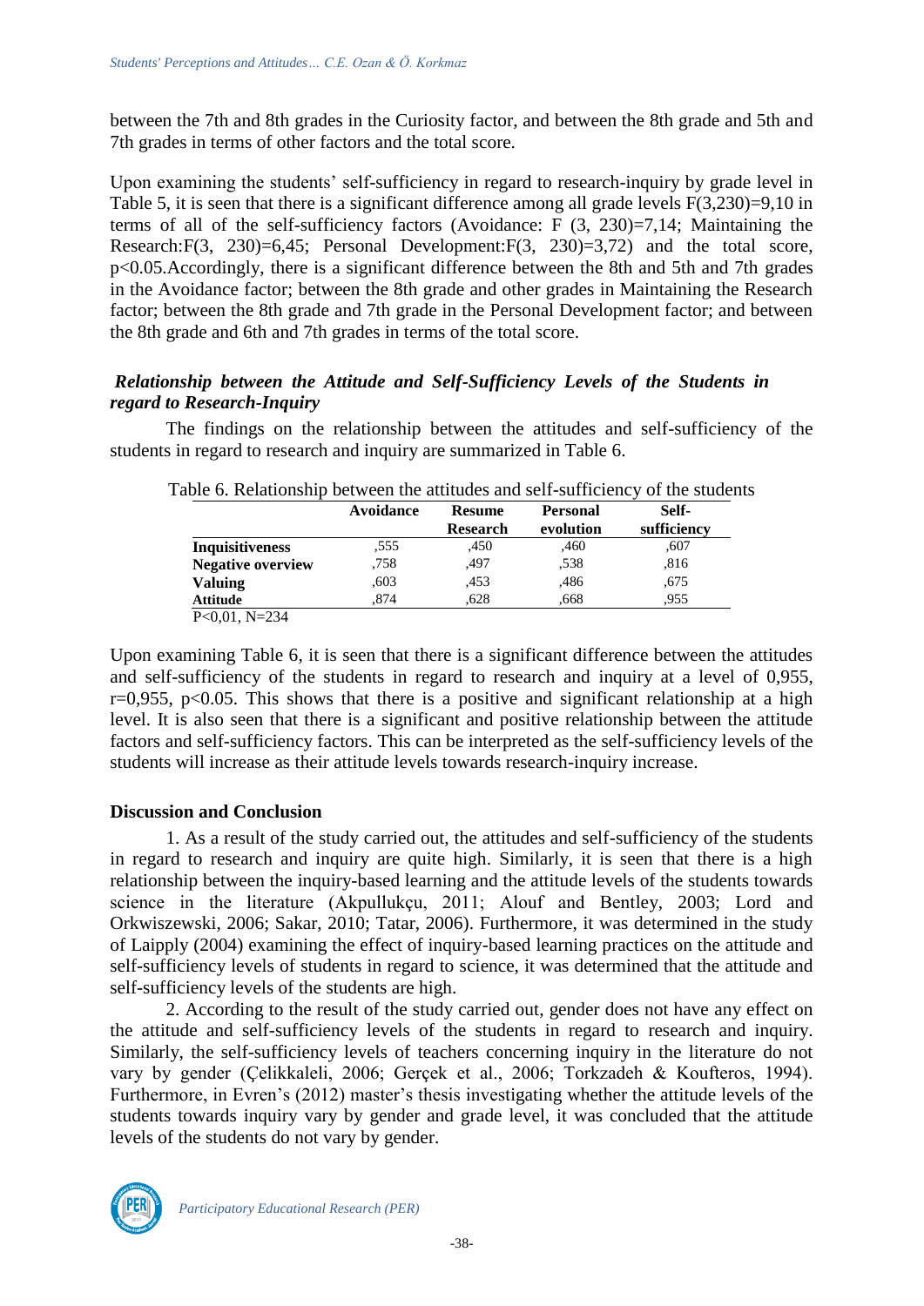between the 7th and 8th grades in the Curiosity factor, and between the 8th grade and 5th and 7th grades in terms of other factors and the total score.

Upon examining the students' self-sufficiency in regard to research-inquiry by grade level in Table 5, it is seen that there is a significant difference among all grade levels $F(3,230)=9,10$ in terms of all of the self-sufficiency factors (Avoidance: $F(3, 230)=7,14$; Maintaining the Research: $F(3, 230)=6,45$; Personal Development: $F(3, 230)=3,72$) and the total score, $p<0.05$. Accordingly, there is a significant difference between the 8th and 5th and 7th grades in the Avoidance factor; between the 8th grade and other grades in Maintaining the Research factor; between the 8th grade and 7th grade in the Personal Development factor; and between the 8th grade and 6th and 7th grades in terms of the total score.

### *Relationship between the Attitude and Self-Sufficiency Levels of the Students in regard to Research-Inquiry*

The findings on the relationship between the attitudes and self-sufficiency of the students in regard to research and inquiry are summarized in Table 6.

Table 6. Relationship between the attitudes and self-sufficiency of the students

| | Avoidance | Resume Research | Personal evolution | Self-sufficiency |
|---|---|---|---|---|
| **Inquisitiveness** | ,555 | ,450 | ,460 | ,607 |
| **Negative overview** | ,758 | ,497 | ,538 | ,816 |
| **Valuing** | ,603 | ,453 | ,486 | ,675 |
| **Attitude** | ,874 | ,628 | ,668 | ,955 |

P<0,01, N=234

Upon examining Table 6, it is seen that there is a significant difference between the attitudes and self-sufficiency of the students in regard to research and inquiry at a level of 0,955, $r=0,955$, $p<0.05$. This shows that there is a positive and significant relationship at a high level. It is also seen that there is a significant and positive relationship between the attitude factors and self-sufficiency factors. This can be interpreted as the self-sufficiency levels of the students will increase as their attitude levels towards research-inquiry increase.

## Discussion and Conclusion

1. As a result of the study carried out, the attitudes and self-sufficiency of the students in regard to research and inquiry are quite high. Similarly, it is seen that there is a high relationship between the inquiry-based learning and the attitude levels of the students towards science in the literature (Akpullukçu, 2011; Alouf and Bentley, 2003; Lord and Orkwiszewski, 2006; Sakar, 2010; Tatar, 2006). Furthermore, it was determined in the study of Laipply (2004) examining the effect of inquiry-based learning practices on the attitude and self-sufficiency levels of students in regard to science, it was determined that the attitude and self-sufficiency levels of the students are high.

2. According to the result of the study carried out, gender does not have any effect on the attitude and self-sufficiency levels of the students in regard to research and inquiry. Similarly, the self-sufficiency levels of teachers concerning inquiry in the literature do not vary by gender (Çelikkaleli, 2006; Gerçek et al., 2006; Torkzadeh & Koufteros, 1994). Furthermore, in Evren's (2012) master's thesis investigating whether the attitude levels of the students towards inquiry vary by gender and grade level, it was concluded that the attitude levels of the students do not vary by gender.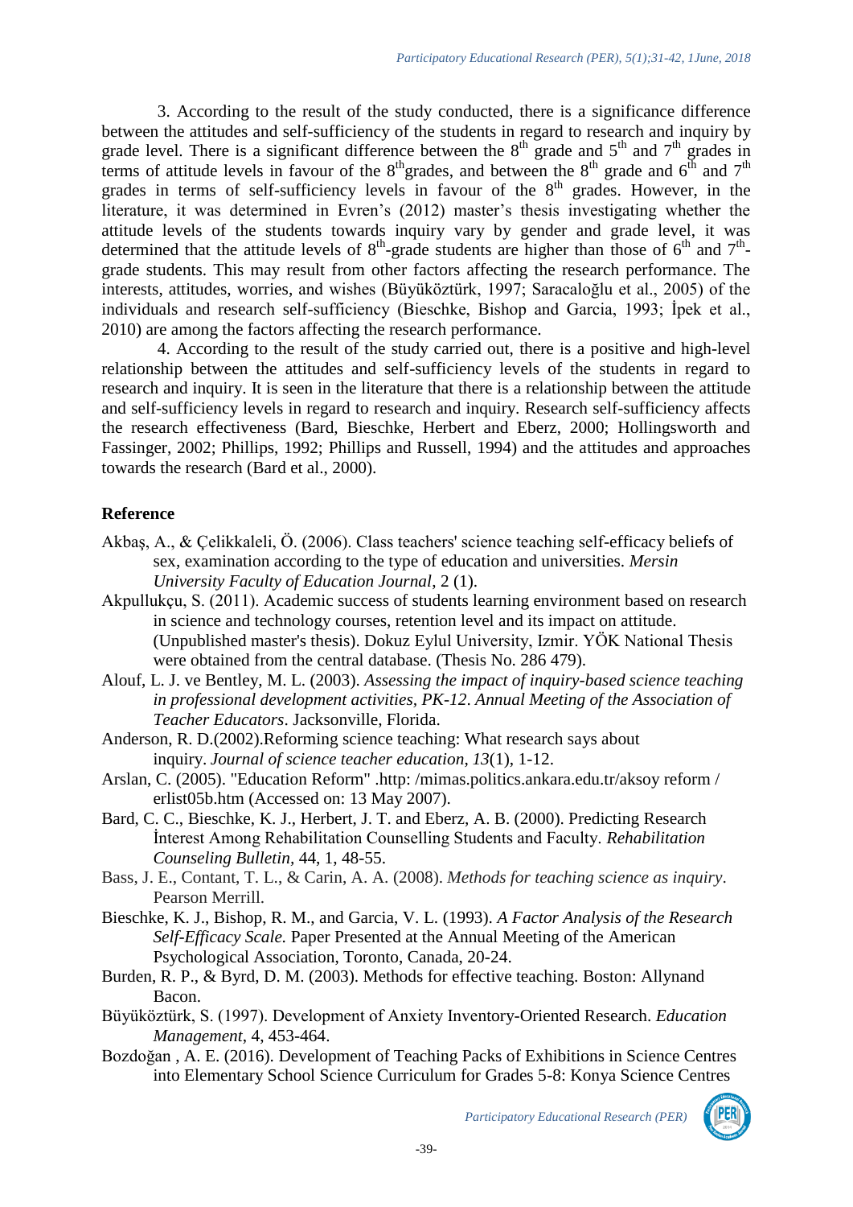3. According to the result of the study conducted, there is a significance difference between the attitudes and self-sufficiency of the students in regard to research and inquiry by grade level. There is a significant difference between the 8th grade and 5th and 7th grades in terms of attitude levels in favour of the 8thgrades, and between the 8th grade and 6th and 7th grades in terms of self-sufficiency levels in favour of the 8th grades. However, in the literature, it was determined in Evren's (2012) master's thesis investigating whether the attitude levels of the students towards inquiry vary by gender and grade level, it was determined that the attitude levels of 8th-grade students are higher than those of 6th and 7th-grade students. This may result from other factors affecting the research performance. The interests, attitudes, worries, and wishes (Büyüköztürk, 1997; Saracaloğlu et al., 2005) of the individuals and research self-sufficiency (Bieschke, Bishop and Garcia, 1993; İpek et al., 2010) are among the factors affecting the research performance.

4. According to the result of the study carried out, there is a positive and high-level relationship between the attitudes and self-sufficiency levels of the students in regard to research and inquiry. It is seen in the literature that there is a relationship between the attitude and self-sufficiency levels in regard to research and inquiry. Research self-sufficiency affects the research effectiveness (Bard, Bieschke, Herbert and Eberz, 2000; Hollingsworth and Fassinger, 2002; Phillips, 1992; Phillips and Russell, 1994) and the attitudes and approaches towards the research (Bard et al., 2000).

## Reference

Akbaş, A., & Çelikkaleli, Ö. (2006). Class teachers' science teaching self-efficacy beliefs of sex, examination according to the type of education and universities. *Mersin University Faculty of Education Journal*, 2 (1).

Akpullukçu, S. (2011). Academic success of students learning environment based on research in science and technology courses, retention level and its impact on attitude. (Unpublished master's thesis). Dokuz Eylul University, Izmir. YÖK National Thesis were obtained from the central database. (Thesis No. 286 479).

Alouf, L. J. ve Bentley, M. L. (2003). *Assessing the impact of inquiry-based science teaching in professional development activities, PK-12*. *Annual Meeting of the Association of Teacher Educators*. Jacksonville, Florida.

Anderson, R. D.(2002).Reforming science teaching: What research says about inquiry. *Journal of science teacher education*, *13*(1), 1-12.

Arslan, C. (2005). "Education Reform" .http: /mimas.politics.ankara.edu.tr/aksoy reform / erlist05b.htm (Accessed on: 13 May 2007).

Bard, C. C., Bieschke, K. J., Herbert, J. T. and Eberz, A. B. (2000). Predicting Research İnterest Among Rehabilitation Counselling Students and Faculty. *Rehabilitation Counseling Bulletin*, 44, 1, 48-55.

Bass, J. E., Contant, T. L., & Carin, A. A. (2008). *Methods for teaching science as inquiry*. Pearson Merrill.

Bieschke, K. J., Bishop, R. M., and Garcia, V. L. (1993). *A Factor Analysis of the Research Self-Efficacy Scale.* Paper Presented at the Annual Meeting of the American Psychological Association, Toronto, Canada, 20-24.

Burden, R. P., & Byrd, D. M. (2003). Methods for effective teaching. Boston: Allynand Bacon.

Büyüköztürk, S. (1997). Development of Anxiety Inventory-Oriented Research. *Education Management*, 4, 453-464.

Bozdoğan , A. E. (2016). Development of Teaching Packs of Exhibitions in Science Centres into Elementary School Science Curriculum for Grades 5-8: Konya Science Centres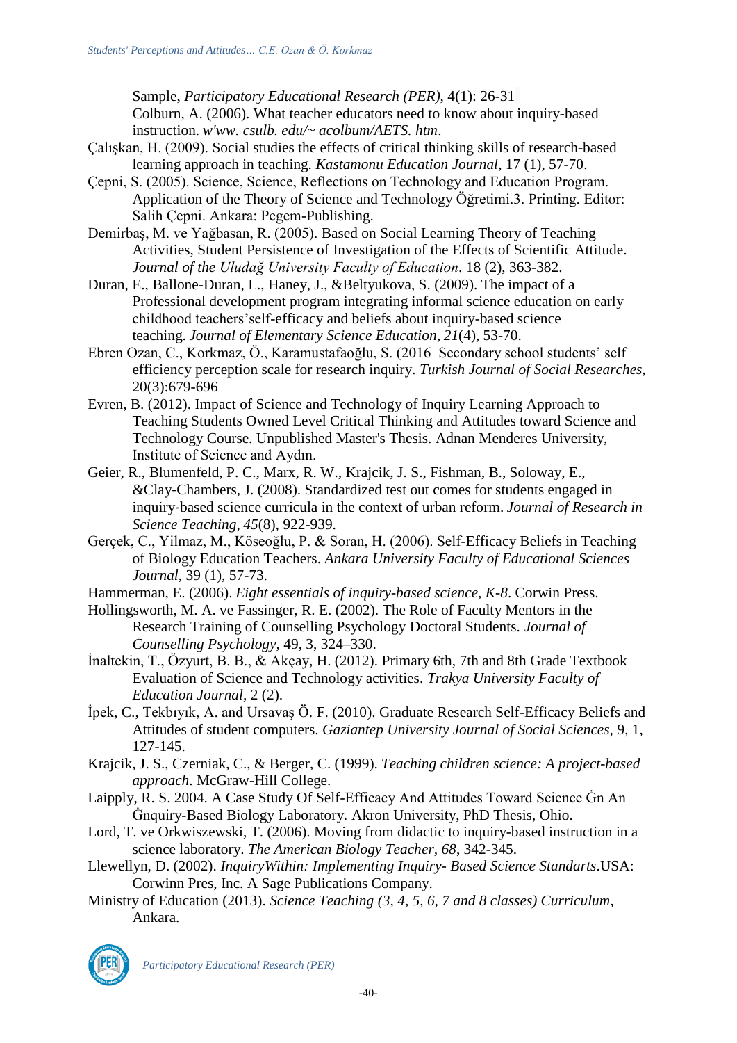Sample, *Participatory Educational Research (PER)*, 4(1): 26-31

Colburn, A. (2006). What teacher educators need to know about inquiry-based instruction. *w'ww. csulb. edu/~ acolbum/AETS. htm*.

Çalışkan, H. (2009). Social studies the effects of critical thinking skills of research-based learning approach in teaching. *Kastamonu Education Journal*, 17 (1), 57-70.

Çepni, S. (2005). Science, Science, Reflections on Technology and Education Program. Application of the Theory of Science and Technology Öğretimi.3. Printing. Editor: Salih Çepni. Ankara: Pegem-Publishing.

Demirbaş, M. ve Yağbasan, R. (2005). Based on Social Learning Theory of Teaching Activities, Student Persistence of Investigation of the Effects of Scientific Attitude. *Journal of the Uludağ University Faculty of Education*. 18 (2), 363-382.

Duran, E., Ballone-Duran, L., Haney, J., &Beltyukova, S. (2009). The impact of a Professional development program integrating informal science education on early childhood teachers'self-efficacy and beliefs about inquiry-based science teaching. *Journal of Elementary Science Education*, *21*(4), 53-70.

Ebren Ozan, C., Korkmaz, Ö., Karamustafaoğlu, S. (2016 Secondary school students' self efficiency perception scale for research inquiry. *Turkish Journal of Social Researches,* 20(3):679-696

Evren, B. (2012). Impact of Science and Technology of Inquiry Learning Approach to Teaching Students Owned Level Critical Thinking and Attitudes toward Science and Technology Course. Unpublished Master's Thesis. Adnan Menderes University, Institute of Science and Aydın.

Geier, R., Blumenfeld, P. C., Marx, R. W., Krajcik, J. S., Fishman, B., Soloway, E., &Clay-Chambers, J. (2008). Standardized test out comes for students engaged in inquiry-based science curricula in the context of urban reform. *Journal of Research in Science Teaching*, *45*(8), 922-939.

Gerçek, C., Yilmaz, M., Köseoğlu, P. & Soran, H. (2006). Self-Efficacy Beliefs in Teaching of Biology Education Teachers. *Ankara University Faculty of Educational Sciences Journal*, 39 (1), 57-73.

Hammerman, E. (2006). *Eight essentials of inquiry-based science, K-8*. Corwin Press.

Hollingsworth, M. A. ve Fassinger, R. E. (2002). The Role of Faculty Mentors in the Research Training of Counselling Psychology Doctoral Students. *Journal of Counselling Psychology*, 49, 3, 324–330.

İnaltekin, T., Özyurt, B. B., & Akçay, H. (2012). Primary 6th, 7th and 8th Grade Textbook Evaluation of Science and Technology activities. *Trakya University Faculty of Education Journal*, 2 (2).

İpek, C., Tekbıyık, A. and Ursavaş Ö. F. (2010). Graduate Research Self-Efficacy Beliefs and Attitudes of student computers. *Gaziantep University Journal of Social Sciences*, 9, 1, 127-145.

Krajcik, J. S., Czerniak, C., & Berger, C. (1999). *Teaching children science: A project-based approach*. McGraw-Hill College.

Laipply, R. S. 2004. A Case Study Of Self-Efficacy And Attitudes Toward Science Ġn An Ġnquiry-Based Biology Laboratory. Akron University, PhD Thesis, Ohio.

Lord, T. ve Orkwiszewski, T. (2006). Moving from didactic to inquiry-based instruction in a science laboratory. *The American Biology Teacher*, *68*, 342-345.

Llewellyn, D. (2002). *InquiryWithin: Implementing Inquiry- Based Science Standarts*.USA: Corwinn Pres, Inc. A Sage Publications Company.

Ministry of Education (2013). *Science Teaching (3, 4, 5, 6, 7 and 8 classes) Curriculum*, Ankara.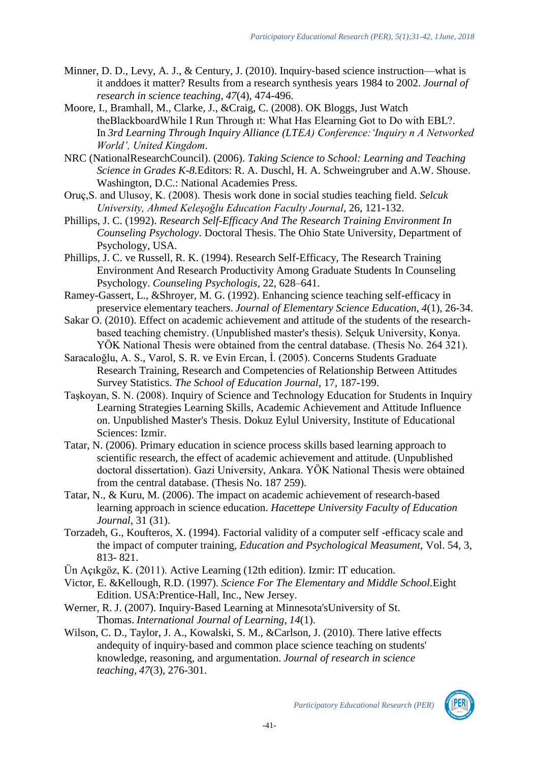Minner, D. D., Levy, A. J., & Century, J. (2010). Inquiry-based science instruction—what is it anddoes it matter? Results from a research synthesis years 1984 to 2002. *Journal of research in science teaching*, *47*(4), 474-496.

Moore, I., Bramhall, M., Clarke, J., &Craig, C. (2008). OK Bloggs, Just Watch theBlackboardWhile I Run Through ıt: What Has Elearning Got to Do with EBL?. In *3rd Learning Through Inquiry Alliance (LTEA) Conference:'Inquiry n A Networked World', United Kingdom*.

NRC (NationalResearchCouncil). (2006). *Taking Science to School: Learning and Teaching Science in Grades K-8.*Editors: R. A. Duschl, H. A. Schweingruber and A.W. Shouse. Washington, D.C.: National Academies Press.

Oruç,S. and Ulusoy, K. (2008). Thesis work done in social studies teaching field. *Selcuk University, Ahmed Keleşoğlu Education Faculty Journal*, 26, 121-132.

Phillips, J. C. (1992). *Research Self-Efficacy And The Research Training Environment In Counseling Psychology*. Doctoral Thesis. The Ohio State University, Department of Psychology, USA.

Phillips, J. C. ve Russell, R. K. (1994). Research Self-Efficacy, The Research Training Environment And Research Productivity Among Graduate Students In Counseling Psychology. *Counseling Psychologis*, 22, 628–641.

Ramey-Gassert, L., &Shroyer, M. G. (1992). Enhancing science teaching self-efficacy in preservice elementary teachers. *Journal of Elementary Science Education*, *4*(1), 26-34.

Sakar O. (2010). Effect on academic achievement and attitude of the students of the research-based teaching chemistry. (Unpublished master's thesis). Selçuk University, Konya. YÖK National Thesis were obtained from the central database. (Thesis No. 264 321).

Saracaloğlu, A. S., Varol, S. R. ve Evin Ercan, İ. (2005). Concerns Students Graduate Research Training, Research and Competencies of Relationship Between Attitudes Survey Statistics. *The School of Education Journal*, 17, 187-199.

Taşkoyan, S. N. (2008). Inquiry of Science and Technology Education for Students in Inquiry Learning Strategies Learning Skills, Academic Achievement and Attitude Influence on. Unpublished Master's Thesis. Dokuz Eylul University, Institute of Educational Sciences: Izmir.

Tatar, N. (2006). Primary education in science process skills based learning approach to scientific research, the effect of academic achievement and attitude. (Unpublished doctoral dissertation). Gazi University, Ankara. YÖK National Thesis were obtained from the central database. (Thesis No. 187 259).

Tatar, N., & Kuru, M. (2006). The impact on academic achievement of research-based learning approach in science education. *Hacettepe University Faculty of Education Journal*, 31 (31).

Torzadeh, G., Koufteros, X. (1994). Factorial validity of a computer self -efficacy scale and the impact of computer training, *Education and Psychological Measument*, Vol. 54, 3, 813- 821.

Ün Açıkgöz, K. (2011). Active Learning (12th edition). Izmir: IT education.

Victor, E. &Kellough, R.D. (1997). *Science For The Elementary and Middle School.*Eight Edition. USA:Prentice-Hall, Inc., New Jersey.

Werner, R. J. (2007). Inquiry-Based Learning at Minnesota'sUniversity of St. Thomas. *International Journal of Learning*, *14*(1).

Wilson, C. D., Taylor, J. A., Kowalski, S. M., &Carlson, J. (2010). There lative effects andequity of inquiry‐based and common place science teaching on students' knowledge, reasoning, and argumentation. *Journal of research in science teaching*, *47*(3), 276-301.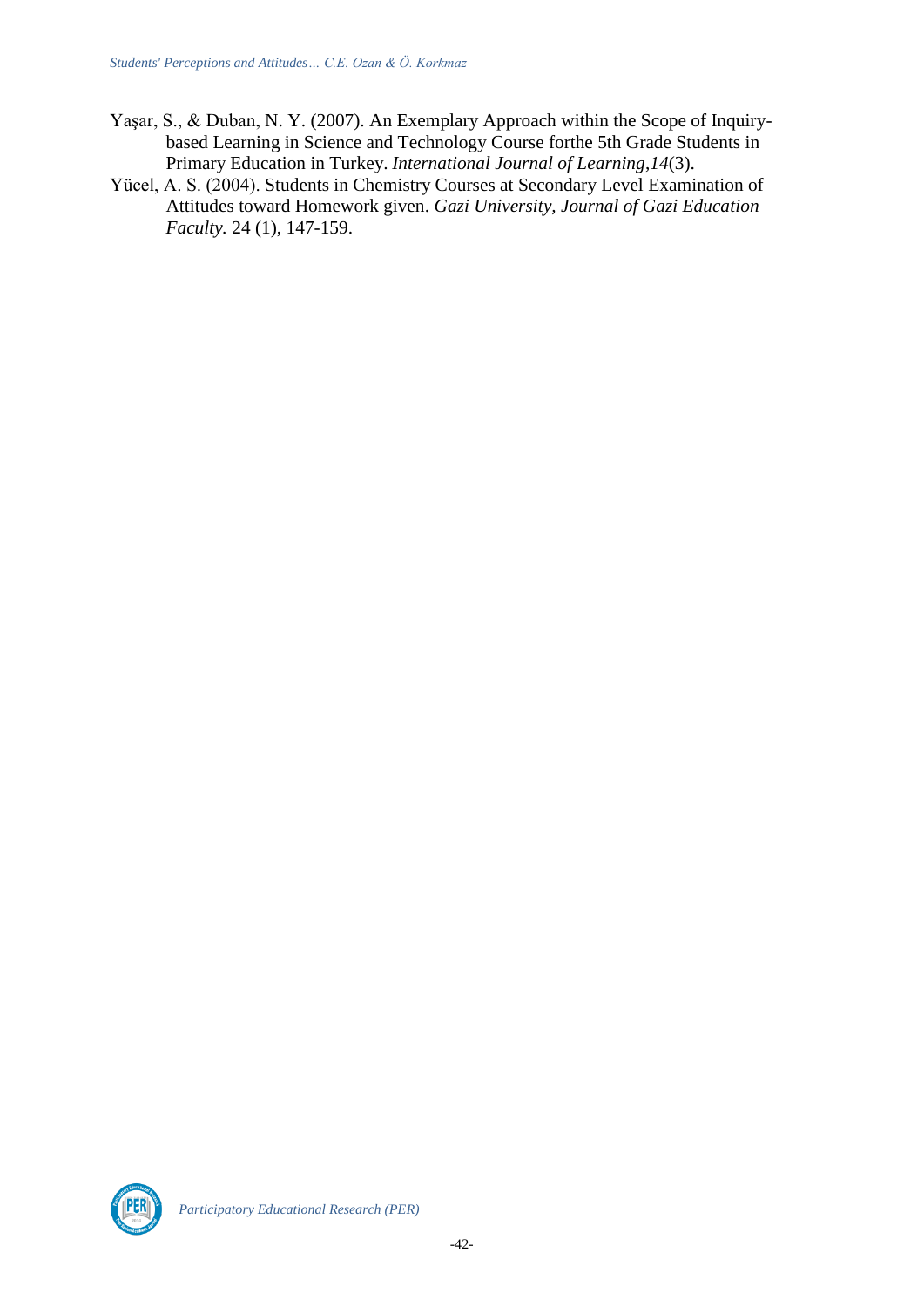Yaşar, S., & Duban, N. Y. (2007). An Exemplary Approach within the Scope of Inquiry-based Learning in Science and Technology Course forthe 5th Grade Students in Primary Education in Turkey. *International Journal of Learning*,*14*(3).

Yücel, A. S. (2004). Students in Chemistry Courses at Secondary Level Examination of Attitudes toward Homework given. *Gazi University, Journal of Gazi Education Faculty.* 24 (1), 147-159.